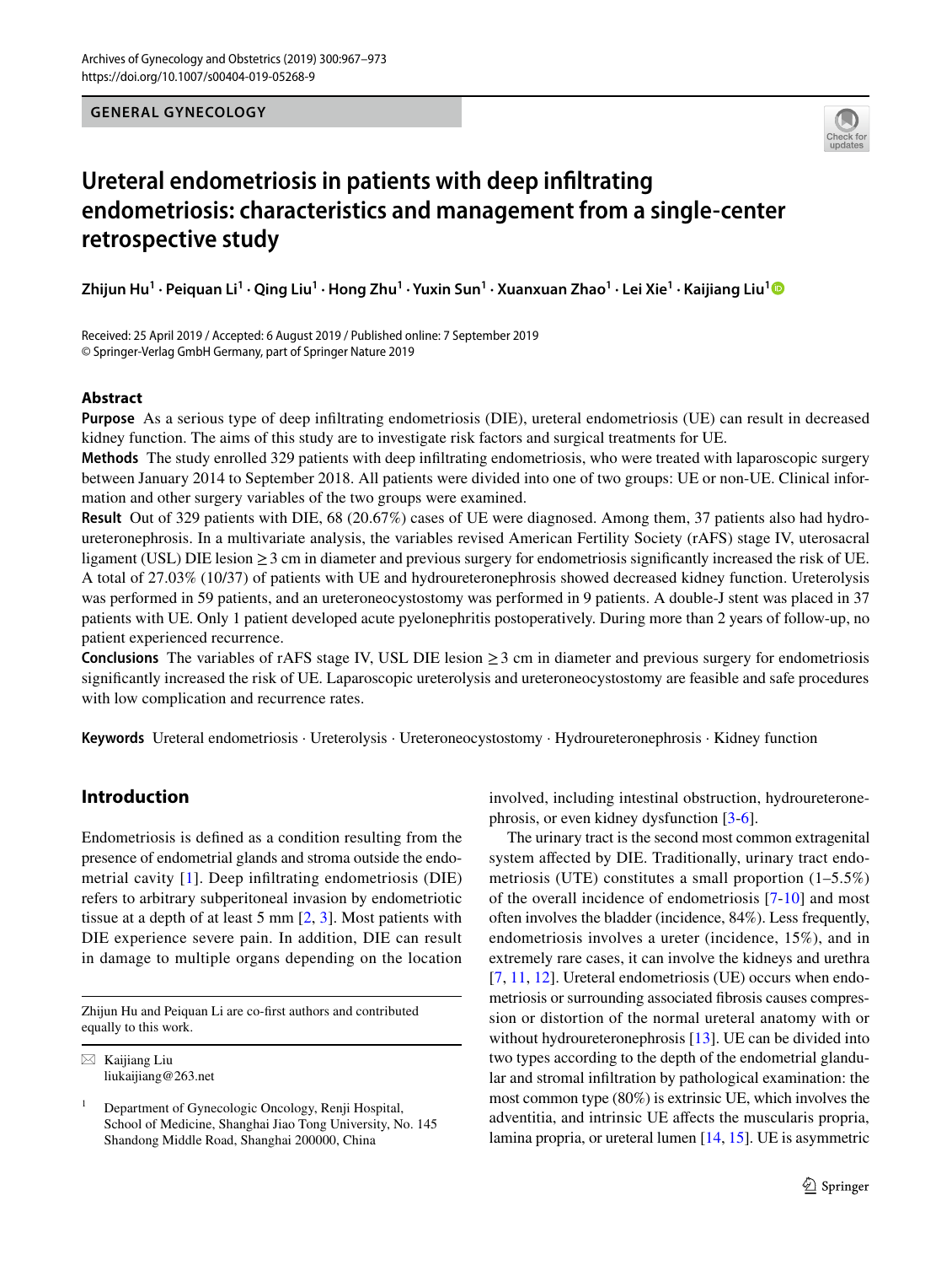GENERAL GYNECOLOGY

# Ureteral endometriosis in patients with deep infiltrating endometriosis: characteristics and management from a single-center retrospective study

**Zhijun Hu[1] · Peiquan Li[1] · Qing Liu[1] · Hong Zhu[1] · Yuxin Sun[1] · Xuanxuan Zhao[1] · Lei Xie[1] · Kaijiang Liu[1]**

Received: 25 April 2019 / Accepted: 6 August 2019 / Published online: 7 September 2019
© Springer-Verlag GmbH Germany, part of Springer Nature 2019

## Abstract

**Purpose** As a serious type of deep infiltrating endometriosis (DIE), ureteral endometriosis (UE) can result in decreased kidney function. The aims of this study are to investigate risk factors and surgical treatments for UE.

**Methods** The study enrolled 329 patients with deep infiltrating endometriosis, who were treated with laparoscopic surgery between January 2014 to September 2018. All patients were divided into one of two groups: UE or non-UE. Clinical information and other surgery variables of the two groups were examined.

**Result** Out of 329 patients with DIE, 68 (20.67%) cases of UE were diagnosed. Among them, 37 patients also had hydroureteronephrosis. In a multivariate analysis, the variables revised American Fertility Society (rAFS) stage IV, uterosacral ligament (USL) DIE lesion ≥ 3 cm in diameter and previous surgery for endometriosis significantly increased the risk of UE. A total of 27.03% (10/37) of patients with UE and hydroureteronephrosis showed decreased kidney function. Ureterolysis was performed in 59 patients, and an ureteroneocystostomy was performed in 9 patients. A double-J stent was placed in 37 patients with UE. Only 1 patient developed acute pyelonephritis postoperatively. During more than 2 years of follow-up, no patient experienced recurrence.

**Conclusions** The variables of rAFS stage IV, USL DIE lesion ≥ 3 cm in diameter and previous surgery for endometriosis significantly increased the risk of UE. Laparoscopic ureterolysis and ureteroneocystostomy are feasible and safe procedures with low complication and recurrence rates.

**Keywords** Ureteral endometriosis · Ureterolysis · Ureteroneocystostomy · Hydroureteronephrosis · Kidney function

## Introduction

Endometriosis is defined as a condition resulting from the presence of endometrial glands and stroma outside the endometrial cavity [1]. Deep infiltrating endometriosis (DIE) refers to arbitrary subperitoneal invasion by endometriotic tissue at a depth of at least 5 mm [2, 3]. Most patients with DIE experience severe pain. In addition, DIE can result in damage to multiple organs depending on the location involved, including intestinal obstruction, hydroureteronephrosis, or even kidney dysfunction [3-6].

The urinary tract is the second most common extragenital system affected by DIE. Traditionally, urinary tract endometriosis (UTE) constitutes a small proportion (1–5.5%) of the overall incidence of endometriosis [7-10] and most often involves the bladder (incidence, 84%). Less frequently, endometriosis involves a ureter (incidence, 15%), and in extremely rare cases, it can involve the kidneys and urethra [7, 11, 12]. Ureteral endometriosis (UE) occurs when endometriosis or surrounding associated fibrosis causes compression or distortion of the normal ureteral anatomy with or without hydroureteronephrosis [13]. UE can be divided into two types according to the depth of the endometrial glandular and stromal infiltration by pathological examination: the most common type (80%) is extrinsic UE, which involves the adventitia, and intrinsic UE affects the muscularis propria, lamina propria, or ureteral lumen [14, 15]. UE is asymmetric

---

Zhijun Hu and Peiquan Li are co-first authors and contributed equally to this work.

✉ Kaijiang Liu
liukaijiang@263.net

[1] Department of Gynecologic Oncology, Renji Hospital, School of Medicine, Shanghai Jiao Tong University, No. 145 Shandong Middle Road, Shanghai 200000, China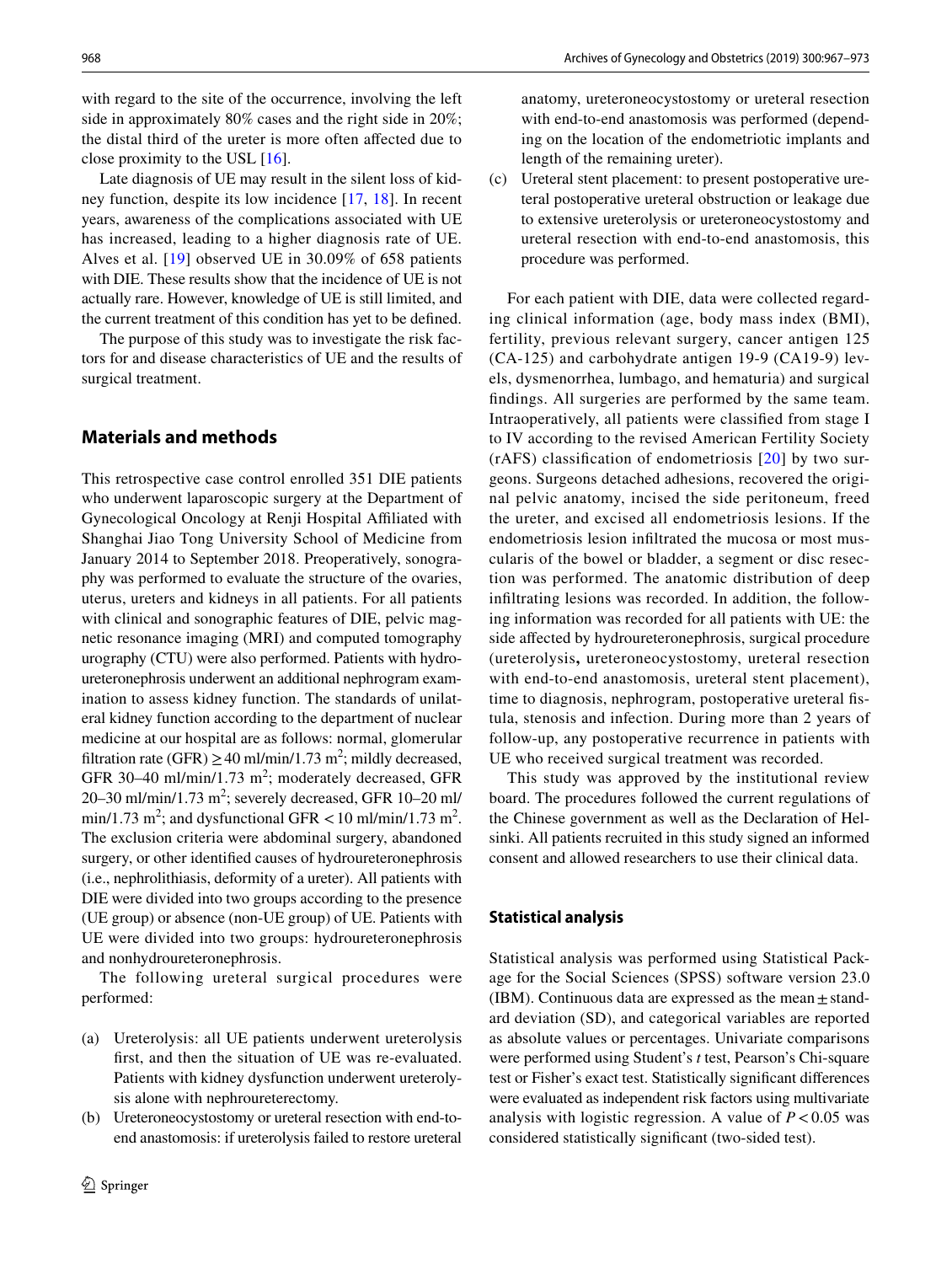with regard to the site of the occurrence, involving the left side in approximately 80% cases and the right side in 20%; the distal third of the ureter is more often affected due to close proximity to the USL [16].

Late diagnosis of UE may result in the silent loss of kidney function, despite its low incidence [17, 18]. In recent years, awareness of the complications associated with UE has increased, leading to a higher diagnosis rate of UE. Alves et al. [19] observed UE in 30.09% of 658 patients with DIE. These results show that the incidence of UE is not actually rare. However, knowledge of UE is still limited, and the current treatment of this condition has yet to be defined.

The purpose of this study was to investigate the risk factors for and disease characteristics of UE and the results of surgical treatment.

## Materials and methods

This retrospective case control enrolled 351 DIE patients who underwent laparoscopic surgery at the Department of Gynecological Oncology at Renji Hospital Affiliated with Shanghai Jiao Tong University School of Medicine from January 2014 to September 2018. Preoperatively, sonography was performed to evaluate the structure of the ovaries, uterus, ureters and kidneys in all patients. For all patients with clinical and sonographic features of DIE, pelvic magnetic resonance imaging (MRI) and computed tomography urography (CTU) were also performed. Patients with hydroureteronephrosis underwent an additional nephrogram examination to assess kidney function. The standards of unilateral kidney function according to the department of nuclear medicine at our hospital are as follows: normal, glomerular filtration rate (GFR) $\geq 40$ ml/min/1.73 m$^2$; mildly decreased, GFR 30–40 ml/min/1.73 m$^2$; moderately decreased, GFR 20–30 ml/min/1.73 m$^2$; severely decreased, GFR 10–20 ml/min/1.73 m$^2$; and dysfunctional GFR $< 10$ ml/min/1.73 m$^2$. The exclusion criteria were abdominal surgery, abandoned surgery, or other identified causes of hydroureteronephrosis (i.e., nephrolithiasis, deformity of a ureter). All patients with DIE were divided into two groups according to the presence (UE group) or absence (non-UE group) of UE. Patients with UE were divided into two groups: hydroureteronephrosis and nonhydroureteronephrosis.

The following ureteral surgical procedures were performed:

(a) Ureterolysis: all UE patients underwent ureterolysis first, and then the situation of UE was re-evaluated. Patients with kidney dysfunction underwent ureterolysis alone with nephroureterectomy.
(b) Ureteroneocystostomy or ureteral resection with end-to-end anastomosis: if ureterolysis failed to restore ureteral anatomy, ureteroneocystostomy or ureteral resection with end-to-end anastomosis was performed (depending on the location of the endometriotic implants and length of the remaining ureter).
(c) Ureteral stent placement: to present postoperative ureteral postoperative ureteral obstruction or leakage due to extensive ureterolysis or ureteroneocystostomy and ureteral resection with end-to-end anastomosis, this procedure was performed.

For each patient with DIE, data were collected regarding clinical information (age, body mass index (BMI), fertility, previous relevant surgery, cancer antigen 125 (CA-125) and carbohydrate antigen 19-9 (CA19-9) levels, dysmenorrhea, lumbago, and hematuria) and surgical findings. All surgeries are performed by the same team. Intraoperatively, all patients were classified from stage I to IV according to the revised American Fertility Society (rAFS) classification of endometriosis [20] by two surgeons. Surgeons detached adhesions, recovered the original pelvic anatomy, incised the side peritoneum, freed the ureter, and excised all endometriosis lesions. If the endometriosis lesion infiltrated the mucosa or most muscularis of the bowel or bladder, a segment or disc resection was performed. The anatomic distribution of deep infiltrating lesions was recorded. In addition, the following information was recorded for all patients with UE: the side affected by hydroureteronephrosis, surgical procedure (ureterolysis**,** ureteroneocystostomy, ureteral resection with end-to-end anastomosis, ureteral stent placement), time to diagnosis, nephrogram, postoperative ureteral fistula, stenosis and infection. During more than 2 years of follow-up, any postoperative recurrence in patients with UE who received surgical treatment was recorded.

This study was approved by the institutional review board. The procedures followed the current regulations of the Chinese government as well as the Declaration of Helsinki. All patients recruited in this study signed an informed consent and allowed researchers to use their clinical data.

### Statistical analysis

Statistical analysis was performed using Statistical Package for the Social Sciences (SPSS) software version 23.0 (IBM). Continuous data are expressed as the mean ± standard deviation (SD), and categorical variables are reported as absolute values or percentages. Univariate comparisons were performed using Student's *t* test, Pearson's Chi-square test or Fisher's exact test. Statistically significant differences were evaluated as independent risk factors using multivariate analysis with logistic regression. A value of $P < 0.05$ was considered statistically significant (two-sided test).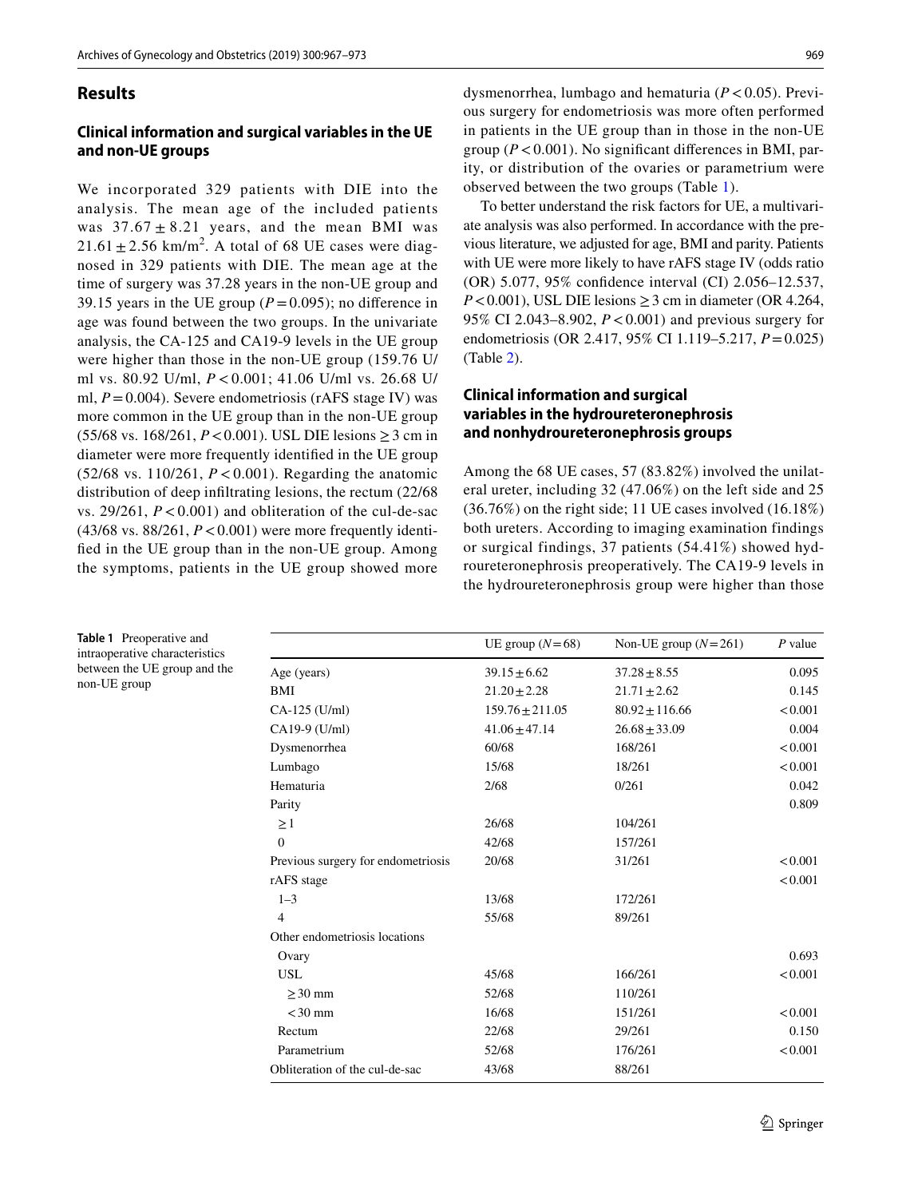## Results

### Clinical information and surgical variables in the UE and non-UE groups

We incorporated 329 patients with DIE into the analysis. The mean age of the included patients was $37.67 \pm 8.21$ years, and the mean BMI was $21.61 \pm 2.56$ km/m$^2$. A total of 68 UE cases were diagnosed in 329 patients with DIE. The mean age at the time of surgery was 37.28 years in the non-UE group and 39.15 years in the UE group ($P = 0.095$); no difference in age was found between the two groups. In the univariate analysis, the CA-125 and CA19-9 levels in the UE group were higher than those in the non-UE group (159.76 U/ml vs. 80.92 U/ml, $P < 0.001$; 41.06 U/ml vs. 26.68 U/ml, $P = 0.004$). Severe endometriosis (rAFS stage IV) was more common in the UE group than in the non-UE group (55/68 vs. 168/261, $P < 0.001$). USL DIE lesions ≥ 3 cm in diameter were more frequently identified in the UE group (52/68 vs. 110/261, $P < 0.001$). Regarding the anatomic distribution of deep infiltrating lesions, the rectum (22/68 vs. 29/261, $P < 0.001$) and obliteration of the cul-de-sac (43/68 vs. 88/261, $P < 0.001$) were more frequently identified in the UE group than in the non-UE group. Among the symptoms, patients in the UE group showed more dysmenorrhea, lumbago and hematuria ($P < 0.05$). Previous surgery for endometriosis was more often performed in patients in the UE group than in those in the non-UE group ($P < 0.001$). No significant differences in BMI, parity, or distribution of the ovaries or parametrium were observed between the two groups (Table 1).

To better understand the risk factors for UE, a multivariate analysis was also performed. In accordance with the previous literature, we adjusted for age, BMI and parity. Patients with UE were more likely to have rAFS stage IV (odds ratio (OR) 5.077, 95% confidence interval (CI) 2.056–12.537, $P < 0.001$), USL DIE lesions ≥ 3 cm in diameter (OR 4.264, 95% CI 2.043–8.902, $P < 0.001$) and previous surgery for endometriosis (OR 2.417, 95% CI 1.119–5.217, $P = 0.025$) (Table 2).

### Clinical information and surgical variables in the hydroureteronephrosis and nonhydroureteronephrosis groups

Among the 68 UE cases, 57 (83.82%) involved the unilateral ureter, including 32 (47.06%) on the left side and 25 (36.76%) on the right side; 11 UE cases involved (16.18%) both ureters. According to imaging examination findings or surgical findings, 37 patients (54.41%) showed hydroureteronephrosis preoperatively. The CA19-9 levels in the hydroureteronephrosis group were higher than those

**Table 1** Preoperative and intraoperative characteristics between the UE group and the non-UE group

| | UE group ($N = 68$) | Non-UE group ($N = 261$) | $P$ value |
|---|---|---|---|
| Age (years) | $39.15 \pm 6.62$ | $37.28 \pm 8.55$ | 0.095 |
| BMI | $21.20 \pm 2.28$ | $21.71 \pm 2.62$ | 0.145 |
| CA-125 (U/ml) | $159.76 \pm 211.05$ | $80.92 \pm 116.66$ | < 0.001 |
| CA19-9 (U/ml) | $41.06 \pm 47.14$ | $26.68 \pm 33.09$ | 0.004 |
| Dysmenorrhea | 60/68 | 168/261 | < 0.001 |
| Lumbago | 15/68 | 18/261 | < 0.001 |
| Hematuria | 2/68 | 0/261 | 0.042 |
| Parity | | | 0.809 |
| ≥ 1 | 26/68 | 104/261 | |
| 0 | 42/68 | 157/261 | |
| Previous surgery for endometriosis | 20/68 | 31/261 | < 0.001 |
| rAFS stage | | | < 0.001 |
| 1–3 | 13/68 | 172/261 | |
| 4 | 55/68 | 89/261 | |
| Other endometriosis locations | | | |
| Ovary | | | 0.693 |
| USL | 45/68 | 166/261 | < 0.001 |
| ≥ 30 mm | 52/68 | 110/261 | |
| < 30 mm | 16/68 | 151/261 | < 0.001 |
| Rectum | 22/68 | 29/261 | 0.150 |
| Parametrium | 52/68 | 176/261 | < 0.001 |
| Obliteration of the cul-de-sac | 43/68 | 88/261 | |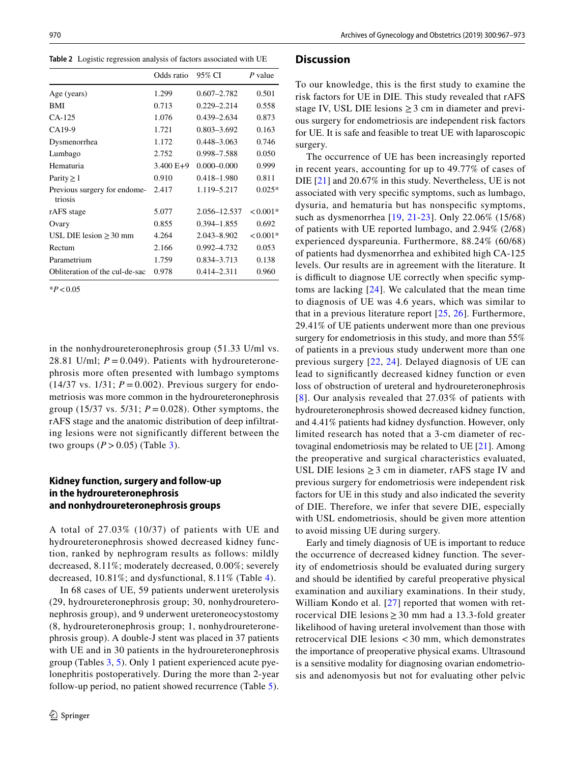**Table 2** Logistic regression analysis of factors associated with UE

| | Odds ratio | 95% CI | *P* value |
|---|---|---|---|
| Age (years) | 1.299 | 0.607–2.782 | 0.501 |
| BMI | 0.713 | 0.229–2.214 | 0.558 |
| CA-125 | 1.076 | 0.439–2.634 | 0.873 |
| CA19-9 | 1.721 | 0.803–3.692 | 0.163 |
| Dysmenorrhea | 1.172 | 0.448–3.063 | 0.746 |
| Lumbago | 2.752 | 0.998–7.588 | 0.050 |
| Hematuria | 3.400 E+9 | 0.000–0.000 | 0.999 |
| Parity ≥ 1 | 0.910 | 0.418–1.980 | 0.811 |
| Previous surgery for endometriosis | 2.417 | 1.119–5.217 | 0.025* |
| rAFS stage | 5.077 | 2.056–12.537 | < 0.001* |
| Ovary | 0.855 | 0.394–1.855 | 0.692 |
| USL DIE lesion ≥ 30 mm | 4.264 | 2.043–8.902 | < 0.001* |
| Rectum | 2.166 | 0.992–4.732 | 0.053 |
| Parametrium | 1.759 | 0.834–3.713 | 0.138 |
| Obliteration of the cul-de-sac | 0.978 | 0.414–2.311 | 0.960 |

**P* < 0.05

in the nonhydroureteronephrosis group (51.33 U/ml vs. 28.81 U/ml; $P = 0.049$). Patients with hydroureteronephrosis more often presented with lumbago symptoms (14/37 vs. 1/31; $P = 0.002$). Previous surgery for endometriosis was more common in the hydroureteronephrosis group (15/37 vs. 5/31; $P = 0.028$). Other symptoms, the rAFS stage and the anatomic distribution of deep infiltrating lesions were not significantly different between the two groups ($P > 0.05$) (Table 3).

### Kidney function, surgery and follow-up in the hydroureteronephrosis and nonhydroureteronephrosis groups

A total of 27.03% (10/37) of patients with UE and hydroureteronephrosis showed decreased kidney function, ranked by nephrogram results as follows: mildly decreased, 8.11%; moderately decreased, 0.00%; severely decreased, 10.81%; and dysfunctional, 8.11% (Table 4).

In 68 cases of UE, 59 patients underwent ureterolysis (29, hydroureteronephrosis group; 30, nonhydroureteronephrosis group), and 9 underwent ureteroneocystostomy (8, hydroureteronephrosis group; 1, nonhydroureteronephrosis group). A double-J stent was placed in 37 patients with UE and in 30 patients in the hydroureteronephrosis group (Tables 3, 5). Only 1 patient experienced acute pyelonephritis postoperatively. During the more than 2-year follow-up period, no patient showed recurrence (Table 5).

## Discussion

To our knowledge, this is the first study to examine the risk factors for UE in DIE. This study revealed that rAFS stage IV, USL DIE lesions ≥ 3 cm in diameter and previous surgery for endometriosis are independent risk factors for UE. It is safe and feasible to treat UE with laparoscopic surgery.

The occurrence of UE has been increasingly reported in recent years, accounting for up to 49.77% of cases of DIE [21] and 20.67% in this study. Nevertheless, UE is not associated with very specific symptoms, such as lumbago, dysuria, and hematuria but has nonspecific symptoms, such as dysmenorrhea [19, 21-23]. Only 22.06% (15/68) of patients with UE reported lumbago, and 2.94% (2/68) experienced dyspareunia. Furthermore, 88.24% (60/68) of patients had dysmenorrhea and exhibited high CA-125 levels. Our results are in agreement with the literature. It is difficult to diagnose UE correctly when specific symptoms are lacking [24]. We calculated that the mean time to diagnosis of UE was 4.6 years, which was similar to that in a previous literature report [25, 26]. Furthermore, 29.41% of UE patients underwent more than one previous surgery for endometriosis in this study, and more than 55% of patients in a previous study underwent more than one previous surgery [22, 24]. Delayed diagnosis of UE can lead to significantly decreased kidney function or even loss of obstruction of ureteral and hydroureteronephrosis [8]. Our analysis revealed that 27.03% of patients with hydroureteronephrosis showed decreased kidney function, and 4.41% patients had kidney dysfunction. However, only limited research has noted that a 3-cm diameter of rectovaginal endometriosis may be related to UE [21]. Among the preoperative and surgical characteristics evaluated, USL DIE lesions ≥ 3 cm in diameter, rAFS stage IV and previous surgery for endometriosis were independent risk factors for UE in this study and also indicated the severity of DIE. Therefore, we infer that severe DIE, especially with USL endometriosis, should be given more attention to avoid missing UE during surgery.

Early and timely diagnosis of UE is important to reduce the occurrence of decreased kidney function. The severity of endometriosis should be evaluated during surgery and should be identified by careful preoperative physical examination and auxiliary examinations. In their study, William Kondo et al. [27] reported that women with retrocervical DIE lesions ≥ 30 mm had a 13.3-fold greater likelihood of having ureteral involvement than those with retrocervical DIE lesions < 30 mm, which demonstrates the importance of preoperative physical exams. Ultrasound is a sensitive modality for diagnosing ovarian endometriosis and adenomyosis but not for evaluating other pelvic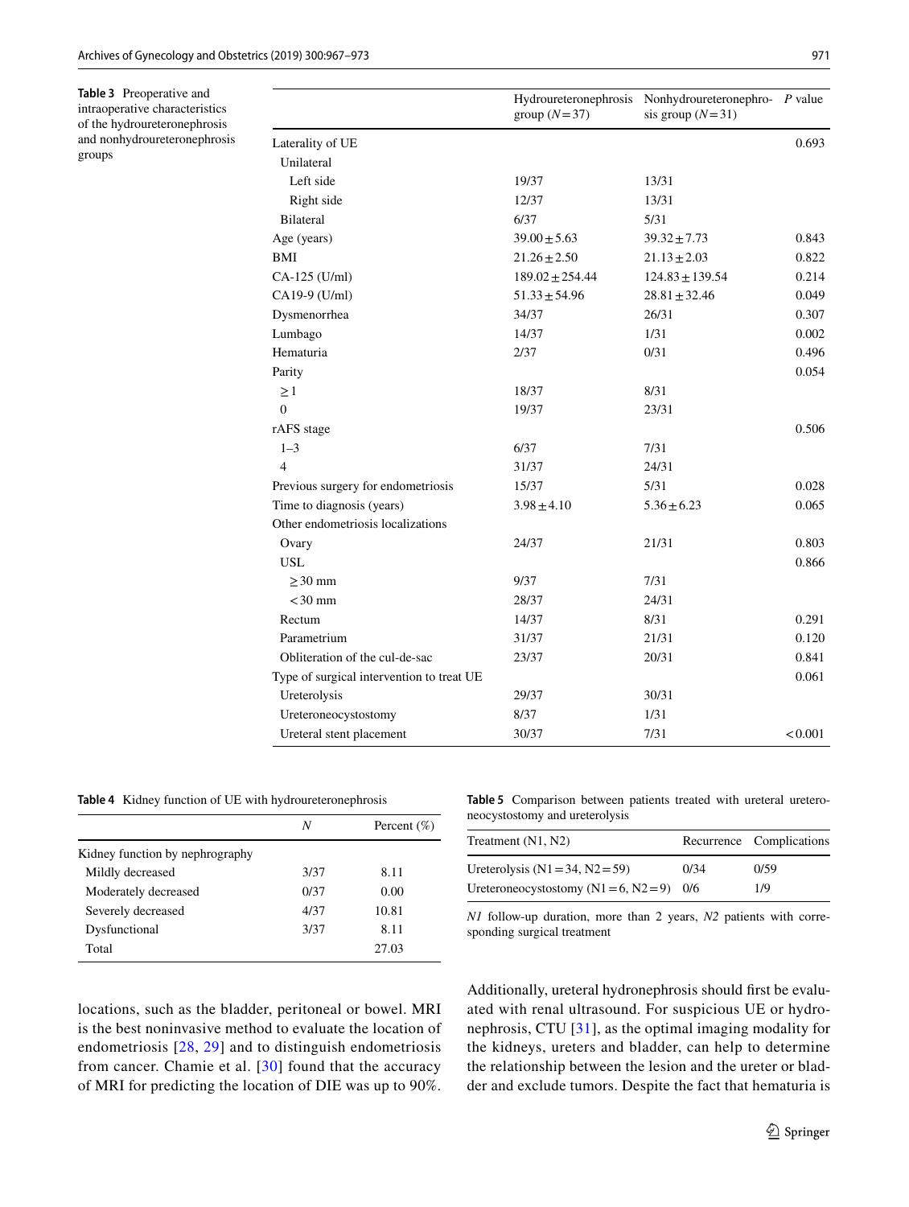**Table 3** Preoperative and intraoperative characteristics of the hydroureteronephrosis and nonhydroureteronephrosis groups

| | Hydroureteronephrosis group ($N=37$) | Nonhydroureteronephrosis group ($N=31$) | $P$ value |
|---|---|---|---|
| Laterality of UE | | | 0.693 |
| Unilateral | | | |
| Left side | 19/37 | 13/31 | |
| Right side | 12/37 | 13/31 | |
| Bilateral | 6/37 | 5/31 | |
| Age (years) | 39.00 ± 5.63 | 39.32 ± 7.73 | 0.843 |
| BMI | 21.26 ± 2.50 | 21.13 ± 2.03 | 0.822 |
| CA-125 (U/ml) | 189.02 ± 254.44 | 124.83 ± 139.54 | 0.214 |
| CA19-9 (U/ml) | 51.33 ± 54.96 | 28.81 ± 32.46 | 0.049 |
| Dysmenorrhea | 34/37 | 26/31 | 0.307 |
| Lumbago | 14/37 | 1/31 | 0.002 |
| Hematuria | 2/37 | 0/31 | 0.496 |
| Parity | | | 0.054 |
| ≥ 1 | 18/37 | 8/31 | |
| 0 | 19/37 | 23/31 | |
| rAFS stage | | | 0.506 |
| 1–3 | 6/37 | 7/31 | |
| 4 | 31/37 | 24/31 | |
| Previous surgery for endometriosis | 15/37 | 5/31 | 0.028 |
| Time to diagnosis (years) | 3.98 ± 4.10 | 5.36 ± 6.23 | 0.065 |
| Other endometriosis localizations | | | |
| Ovary | 24/37 | 21/31 | 0.803 |
| USL | | | 0.866 |
| ≥ 30 mm | 9/37 | 7/31 | |
| < 30 mm | 28/37 | 24/31 | |
| Rectum | 14/37 | 8/31 | 0.291 |
| Parametrium | 31/37 | 21/31 | 0.120 |
| Obliteration of the cul-de-sac | 23/37 | 20/31 | 0.841 |
| Type of surgical intervention to treat UE | | | 0.061 |
| Ureterolysis | 29/37 | 30/31 | |
| Ureteroneocystostomy | 8/37 | 1/31 | |
| Ureteral stent placement | 30/37 | 7/31 | < 0.001 |

**Table 4** Kidney function of UE with hydroureteronephrosis

| | N | Percent (%) |
|---|---|---|
| Kidney function by nephrography | | |
| Mildly decreased | 3/37 | 8.11 |
| Moderately decreased | 0/37 | 0.00 |
| Severely decreased | 4/37 | 10.81 |
| Dysfunctional | 3/37 | 8.11 |
| Total | | 27.03 |

**Table 5** Comparison between patients treated with ureteral ureteroneocystostomy and ureterolysis

| Treatment (N1, N2) | Recurrence | Complications |
|---|---|---|
| Ureterolysis (N1 = 34, N2 = 59) | 0/34 | 0/59 |
| Ureteroneocystostomy (N1 = 6, N2 = 9) | 0/6 | 1/9 |

*N1* follow-up duration, more than 2 years, *N2* patients with corresponding surgical treatment

locations, such as the bladder, peritoneal or bowel. MRI is the best noninvasive method to evaluate the location of endometriosis [28, 29] and to distinguish endometriosis from cancer. Chamie et al. [30] found that the accuracy of MRI for predicting the location of DIE was up to 90%. Additionally, ureteral hydronephrosis should first be evaluated with renal ultrasound. For suspicious UE or hydronephrosis, CTU [31], as the optimal imaging modality for the kidneys, ureters and bladder, can help to determine the relationship between the lesion and the ureter or bladder and exclude tumors. Despite the fact that hematuria is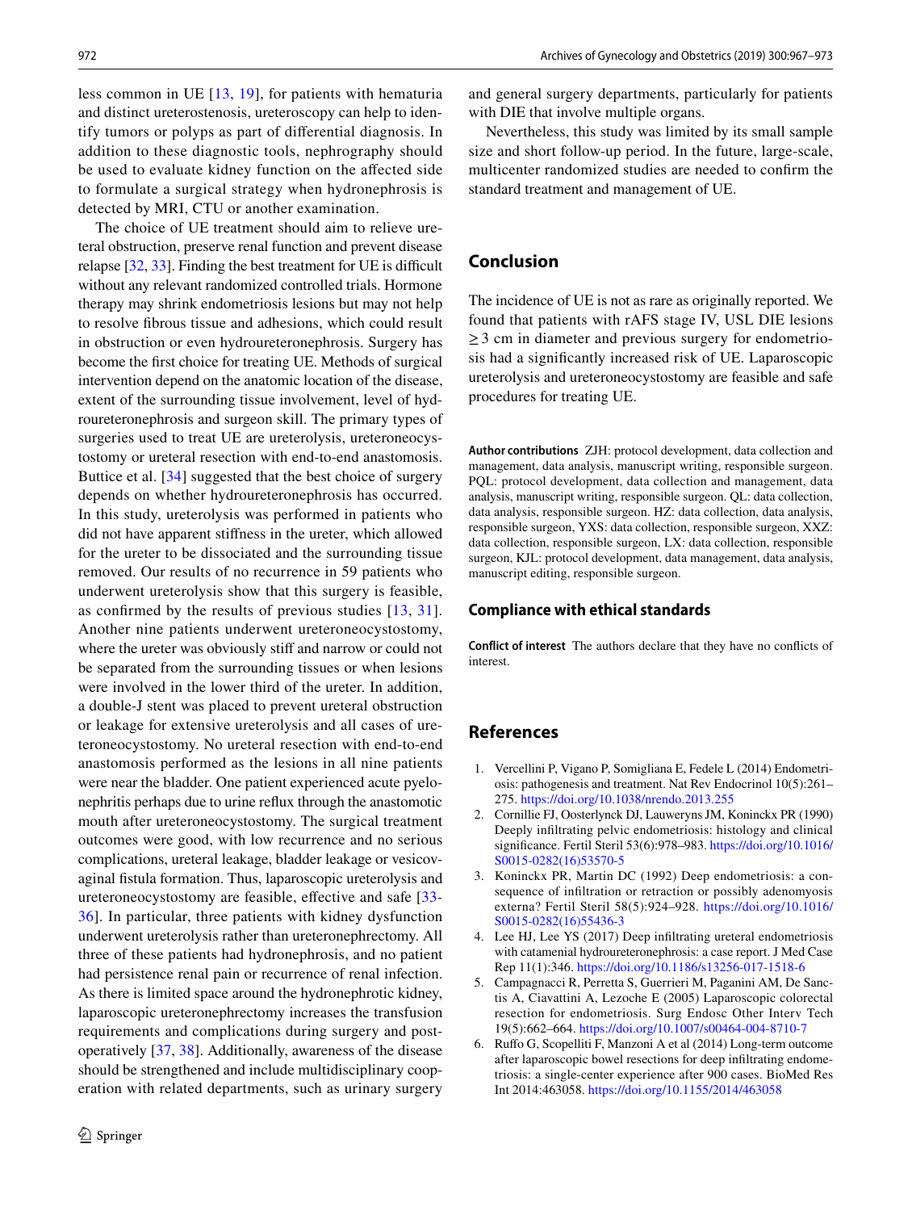less common in UE [13, 19], for patients with hematuria and distinct ureterostenosis, ureteroscopy can help to identify tumors or polyps as part of differential diagnosis. In addition to these diagnostic tools, nephrography should be used to evaluate kidney function on the affected side to formulate a surgical strategy when hydronephrosis is detected by MRI, CTU or another examination.

The choice of UE treatment should aim to relieve ureteral obstruction, preserve renal function and prevent disease relapse [32, 33]. Finding the best treatment for UE is difficult without any relevant randomized controlled trials. Hormone therapy may shrink endometriosis lesions but may not help to resolve fibrous tissue and adhesions, which could result in obstruction or even hydroureteronephrosis. Surgery has become the first choice for treating UE. Methods of surgical intervention depend on the anatomic location of the disease, extent of the surrounding tissue involvement, level of hydroureteronephrosis and surgeon skill. The primary types of surgeries used to treat UE are ureterolysis, ureteroneocystostomy or ureteral resection with end-to-end anastomosis. Buttice et al. [34] suggested that the best choice of surgery depends on whether hydroureteronephrosis has occurred. In this study, ureterolysis was performed in patients who did not have apparent stiffness in the ureter, which allowed for the ureter to be dissociated and the surrounding tissue removed. Our results of no recurrence in 59 patients who underwent ureterolysis show that this surgery is feasible, as confirmed by the results of previous studies [13, 31]. Another nine patients underwent ureteroneocystostomy, where the ureter was obviously stiff and narrow or could not be separated from the surrounding tissues or when lesions were involved in the lower third of the ureter. In addition, a double-J stent was placed to prevent ureteral obstruction or leakage for extensive ureterolysis and all cases of ureteroneocystostomy. No ureteral resection with end-to-end anastomosis performed as the lesions in all nine patients were near the bladder. One patient experienced acute pyelonephritis perhaps due to urine reflux through the anastomotic mouth after ureteroneocystostomy. The surgical treatment outcomes were good, with low recurrence and no serious complications, ureteral leakage, bladder leakage or vesicovaginal fistula formation. Thus, laparoscopic ureterolysis and ureteroneocystostomy are feasible, effective and safe [33-36]. In particular, three patients with kidney dysfunction underwent ureterolysis rather than ureteronephrectomy. All three of these patients had hydronephrosis, and no patient had persistence renal pain or recurrence of renal infection. As there is limited space around the hydronephrotic kidney, laparoscopic ureteronephrectomy increases the transfusion requirements and complications during surgery and postoperatively [37, 38]. Additionally, awareness of the disease should be strengthened and include multidisciplinary cooperation with related departments, such as urinary surgery and general surgery departments, particularly for patients with DIE that involve multiple organs.

Nevertheless, this study was limited by its small sample size and short follow-up period. In the future, large-scale, multicenter randomized studies are needed to confirm the standard treatment and management of UE.

## Conclusion

The incidence of UE is not as rare as originally reported. We found that patients with rAFS stage IV, USL DIE lesions ≥ 3 cm in diameter and previous surgery for endometriosis had a significantly increased risk of UE. Laparoscopic ureterolysis and ureteroneocystostomy are feasible and safe procedures for treating UE.

**Author contributions** ZJH: protocol development, data collection and management, data analysis, manuscript writing, responsible surgeon. PQL: protocol development, data collection and management, data analysis, manuscript writing, responsible surgeon. QL: data collection, data analysis, responsible surgeon. HZ: data collection, data analysis, responsible surgeon, YXS: data collection, responsible surgeon, XXZ: data collection, responsible surgeon, LX: data collection, responsible surgeon, KJL: protocol development, data management, data analysis, manuscript editing, responsible surgeon.

### Compliance with ethical standards

**Conflict of interest** The authors declare that they have no conflicts of interest.

## References

1. Vercellini P, Vigano P, Somigliana E, Fedele L (2014) Endometriosis: pathogenesis and treatment. Nat Rev Endocrinol 10(5):261–275. https://doi.org/10.1038/nrendo.2013.255
2. Cornillie FJ, Oosterlynck DJ, Lauweryns JM, Koninckx PR (1990) Deeply infiltrating pelvic endometriosis: histology and clinical significance. Fertil Steril 53(6):978–983. https://doi.org/10.1016/S0015-0282(16)53570-5
3. Koninckx PR, Martin DC (1992) Deep endometriosis: a consequence of infiltration or retraction or possibly adenomyosis externa? Fertil Steril 58(5):924–928. https://doi.org/10.1016/S0015-0282(16)55436-3
4. Lee HJ, Lee YS (2017) Deep infiltrating ureteral endometriosis with catamenial hydroureteronephrosis: a case report. J Med Case Rep 11(1):346. https://doi.org/10.1186/s13256-017-1518-6
5. Campagnacci R, Perretta S, Guerrieri M, Paganini AM, De Sanctis A, Ciavattini A, Lezoche E (2005) Laparoscopic colorectal resection for endometriosis. Surg Endosc Other Interv Tech 19(5):662–664. https://doi.org/10.1007/s00464-004-8710-7
6. Ruffo G, Scopelliti F, Manzoni A et al (2014) Long-term outcome after laparoscopic bowel resections for deep infiltrating endometriosis: a single-center experience after 900 cases. BioMed Res Int 2014:463058. https://doi.org/10.1155/2014/463058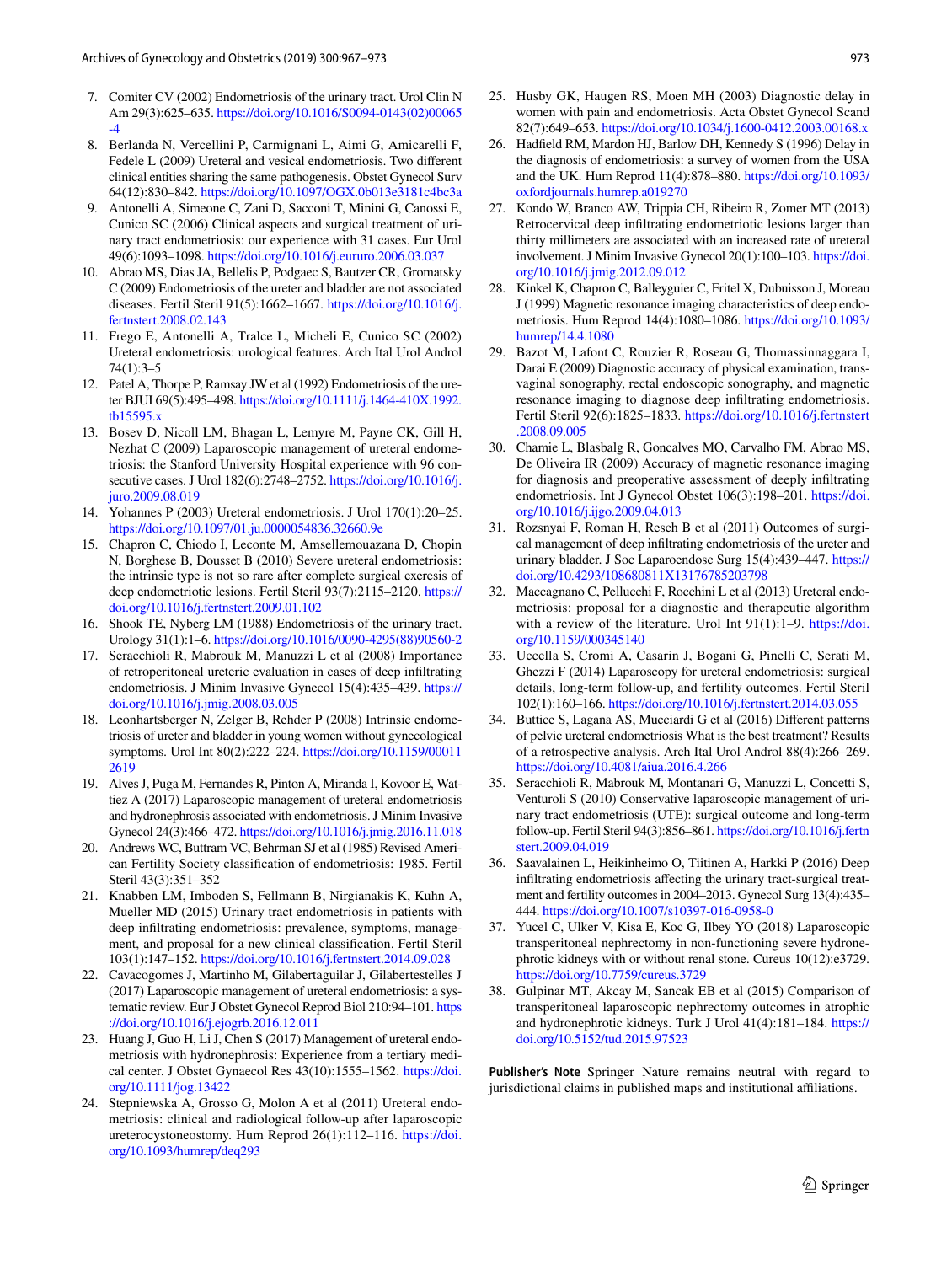7. Comiter CV (2002) Endometriosis of the urinary tract. Urol Clin N Am 29(3):625–635. https://doi.org/10.1016/S0094-0143(02)00065-4
8. Berlanda N, Vercellini P, Carmignani L, Aimi G, Amicarelli F, Fedele L (2009) Ureteral and vesical endometriosis. Two different clinical entities sharing the same pathogenesis. Obstet Gynecol Surv 64(12):830–842. https://doi.org/10.1097/OGX.0b013e3181c4bc3a
9. Antonelli A, Simeone C, Zani D, Sacconi T, Minini G, Canossi E, Cunico SC (2006) Clinical aspects and surgical treatment of urinary tract endometriosis: our experience with 31 cases. Eur Urol 49(6):1093–1098. https://doi.org/10.1016/j.eururo.2006.03.037
10. Abrao MS, Dias JA, Bellelis P, Podgaec S, Bautzer CR, Gromatsky C (2009) Endometriosis of the ureter and bladder are not associated diseases. Fertil Steril 91(5):1662–1667. https://doi.org/10.1016/j.fertnstert.2008.02.143
11. Frego E, Antonelli A, Tralce L, Micheli E, Cunico SC (2002) Ureteral endometriosis: urological features. Arch Ital Urol Androl 74(1):3–5
12. Patel A, Thorpe P, Ramsay JW et al (1992) Endometriosis of the ureter BJUI 69(5):495–498. https://doi.org/10.1111/j.1464-410X.1992.tb15595.x
13. Bosev D, Nicoll LM, Bhagan L, Lemyre M, Payne CK, Gill H, Nezhat C (2009) Laparoscopic management of ureteral endometriosis: the Stanford University Hospital experience with 96 consecutive cases. J Urol 182(6):2748–2752. https://doi.org/10.1016/j.juro.2009.08.019
14. Yohannes P (2003) Ureteral endometriosis. J Urol 170(1):20–25. https://doi.org/10.1097/01.ju.0000054836.32660.9e
15. Chapron C, Chiodo I, Leconte M, Amsellemouazana D, Chopin N, Borghese B, Dousset B (2010) Severe ureteral endometriosis: the intrinsic type is not so rare after complete surgical exeresis of deep endometriotic lesions. Fertil Steril 93(7):2115–2120. https://doi.org/10.1016/j.fertnstert.2009.01.102
16. Shook TE, Nyberg LM (1988) Endometriosis of the urinary tract. Urology 31(1):1–6. https://doi.org/10.1016/0090-4295(88)90560-2
17. Seracchioli R, Mabrouk M, Manuzzi L et al (2008) Importance of retroperitoneal ureteric evaluation in cases of deep infiltrating endometriosis. J Minim Invasive Gynecol 15(4):435–439. https://doi.org/10.1016/j.jmig.2008.03.005
18. Leonhartsberger N, Zelger B, Rehder P (2008) Intrinsic endometriosis of ureter and bladder in young women without gynecological symptoms. Urol Int 80(2):222–224. https://doi.org/10.1159/000112619
19. Alves J, Puga M, Fernandes R, Pinton A, Miranda I, Kovoor E, Wattiez A (2017) Laparoscopic management of ureteral endometriosis and hydronephrosis associated with endometriosis. J Minim Invasive Gynecol 24(3):466–472. https://doi.org/10.1016/j.jmig.2016.11.018
20. Andrews WC, Buttram VC, Behrman SJ et al (1985) Revised American Fertility Society classification of endometriosis: 1985. Fertil Steril 43(3):351–352
21. Knabben LM, Imboden S, Fellmann B, Nirgianakis K, Kuhn A, Mueller MD (2015) Urinary tract endometriosis in patients with deep infiltrating endometriosis: prevalence, symptoms, management, and proposal for a new clinical classification. Fertil Steril 103(1):147–152. https://doi.org/10.1016/j.fertnstert.2014.09.028
22. Cavacogomes J, Martinho M, Gilabertaguilar J, Gilabertestelles J (2017) Laparoscopic management of ureteral endometriosis: a systematic review. Eur J Obstet Gynecol Reprod Biol 210:94–101. https://doi.org/10.1016/j.ejogrb.2016.12.011
23. Huang J, Guo H, Li J, Chen S (2017) Management of ureteral endometriosis with hydronephrosis: Experience from a tertiary medical center. J Obstet Gynaecol Res 43(10):1555–1562. https://doi.org/10.1111/jog.13422
24. Stepniewska A, Grosso G, Molon A et al (2011) Ureteral endometriosis: clinical and radiological follow-up after laparoscopic ureterocystoneostomy. Hum Reprod 26(1):112–116. https://doi.org/10.1093/humrep/deq293
25. Husby GK, Haugen RS, Moen MH (2003) Diagnostic delay in women with pain and endometriosis. Acta Obstet Gynecol Scand 82(7):649–653. https://doi.org/10.1034/j.1600-0412.2003.00168.x
26. Hadfield RM, Mardon HJ, Barlow DH, Kennedy S (1996) Delay in the diagnosis of endometriosis: a survey of women from the USA and the UK. Hum Reprod 11(4):878–880. https://doi.org/10.1093/oxfordjournals.humrep.a019270
27. Kondo W, Branco AW, Trippia CH, Ribeiro R, Zomer MT (2013) Retrocervical deep infiltrating endometriotic lesions larger than thirty millimeters are associated with an increased rate of ureteral involvement. J Minim Invasive Gynecol 20(1):100–103. https://doi.org/10.1016/j.jmig.2012.09.012
28. Kinkel K, Chapron C, Balleyguier C, Fritel X, Dubuisson J, Moreau J (1999) Magnetic resonance imaging characteristics of deep endometriosis. Hum Reprod 14(4):1080–1086. https://doi.org/10.1093/humrep/14.4.1080
29. Bazot M, Lafont C, Rouzier R, Roseau G, Thomassinnaggara I, Darai E (2009) Diagnostic accuracy of physical examination, transvaginal sonography, rectal endoscopic sonography, and magnetic resonance imaging to diagnose deep infiltrating endometriosis. Fertil Steril 92(6):1825–1833. https://doi.org/10.1016/j.fertnstert.2008.09.005
30. Chamie L, Blasbalg R, Goncalves MO, Carvalho FM, Abrao MS, De Oliveira IR (2009) Accuracy of magnetic resonance imaging for diagnosis and preoperative assessment of deeply infiltrating endometriosis. Int J Gynecol Obstet 106(3):198–201. https://doi.org/10.1016/j.ijgo.2009.04.013
31. Rozsnyai F, Roman H, Resch B et al (2011) Outcomes of surgical management of deep infiltrating endometriosis of the ureter and urinary bladder. J Soc Laparoendosc Surg 15(4):439–447. https://doi.org/10.4293/108680811X13176785203798
32. Maccagnano C, Pellucchi F, Rocchini L et al (2013) Ureteral endometriosis: proposal for a diagnostic and therapeutic algorithm with a review of the literature. Urol Int 91(1):1–9. https://doi.org/10.1159/000345140
33. Uccella S, Cromi A, Casarin J, Bogani G, Pinelli C, Serati M, Ghezzi F (2014) Laparoscopy for ureteral endometriosis: surgical details, long-term follow-up, and fertility outcomes. Fertil Steril 102(1):160–166. https://doi.org/10.1016/j.fertnstert.2014.03.055
34. Buttice S, Lagana AS, Mucciardi G et al (2016) Different patterns of pelvic ureteral endometriosis What is the best treatment? Results of a retrospective analysis. Arch Ital Urol Androl 88(4):266–269. https://doi.org/10.4081/aiua.2016.4.266
35. Seracchioli R, Mabrouk M, Montanari G, Manuzzi L, Concetti S, Venturoli S (2010) Conservative laparoscopic management of urinary tract endometriosis (UTE): surgical outcome and long-term follow-up. Fertil Steril 94(3):856–861. https://doi.org/10.1016/j.fertnstert.2009.04.019
36. Saavalainen L, Heikinheimo O, Tiitinen A, Harkki P (2016) Deep infiltrating endometriosis affecting the urinary tract-surgical treatment and fertility outcomes in 2004–2013. Gynecol Surg 13(4):435–444. https://doi.org/10.1007/s10397-016-0958-0
37. Yucel C, Ulker V, Kisa E, Koc G, Ilbey YO (2018) Laparoscopic transperitoneal nephrectomy in non-functioning severe hydronephrotic kidneys with or without renal stone. Cureus 10(12):e3729. https://doi.org/10.7759/cureus.3729
38. Gulpinar MT, Akcay M, Sancak EB et al (2015) Comparison of transperitoneal laparoscopic nephrectomy outcomes in atrophic and hydronephrotic kidneys. Turk J Urol 41(4):181–184. https://doi.org/10.5152/tud.2015.97523

**Publisher's Note** Springer Nature remains neutral with regard to jurisdictional claims in published maps and institutional affiliations.